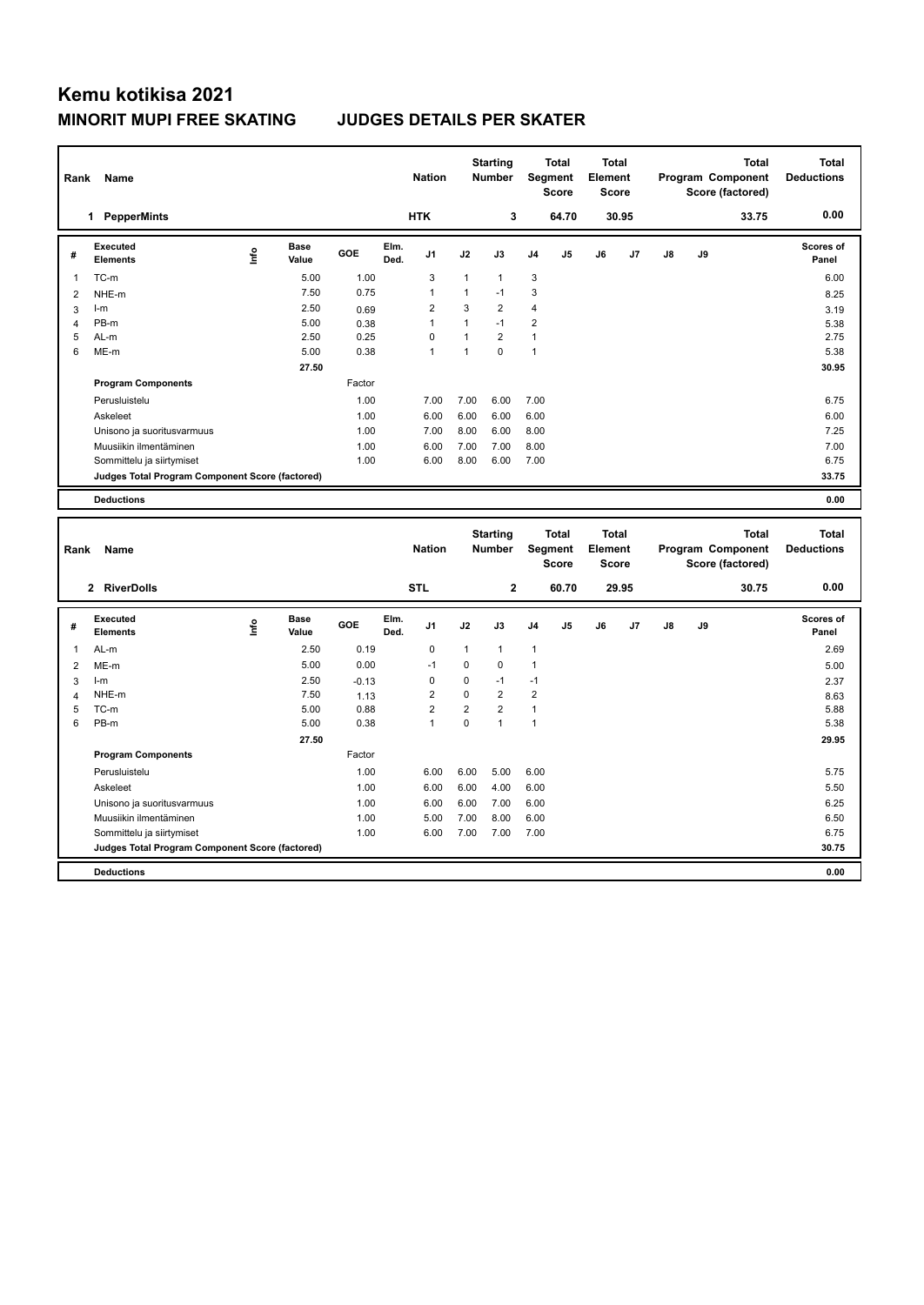# Kemu kotikisa 2021

## MINORIT MUPI FREE SKATING JUDGES DETAILS PER SKATER

| Rank | Name | Nation | Starting Number | Total Segment Score | Total Element Score | Total Program Component Score (factored) | Total Deductions |
|---|---|---|---|---|---|---|---|
| 1 | PepperMints | HTK | 3 | 64.70 | 30.95 | 33.75 | 0.00 |

| # | Executed Elements | Info | Base Value | GOE | Elm. Ded. | J1 | J2 | J3 | J4 | J5 | J6 | J7 | J8 | J9 | Scores of Panel |
|---|---|---|---|---|---|---|---|---|---|---|---|---|---|---|---|
| 1 | TC-m | | 5.00 | 1.00 | | 3 | 1 | 1 | 3 | | | | | | 6.00 |
| 2 | NHE-m | | 7.50 | 0.75 | | 1 | 1 | -1 | 3 | | | | | | 8.25 |
| 3 | I-m | | 2.50 | 0.69 | | 2 | 3 | 2 | 4 | | | | | | 3.19 |
| 4 | PB-m | | 5.00 | 0.38 | | 1 | 1 | -1 | 2 | | | | | | 5.38 |
| 5 | AL-m | | 2.50 | 0.25 | | 0 | 1 | 2 | 1 | | | | | | 2.75 |
| 6 | ME-m | | 5.00 | 0.38 | | 1 | 1 | 0 | 1 | | | | | | 5.38 |
| | | | 27.50 | | | | | | | | | | | | 30.95 |
| | **Program Components** | | | Factor | | | | | | | | | | | |
| | Perusluistelu | | | 1.00 | | 7.00 | 7.00 | 6.00 | 7.00 | | | | | | 6.75 |
| | Askeleet | | | 1.00 | | 6.00 | 6.00 | 6.00 | 6.00 | | | | | | 6.00 |
| | Unisono ja suoritusvarmuus | | | 1.00 | | 7.00 | 8.00 | 6.00 | 8.00 | | | | | | 7.25 |
| | Muusiikin ilmentäminen | | | 1.00 | | 6.00 | 7.00 | 7.00 | 8.00 | | | | | | 7.00 |
| | Sommittelu ja siirtymiset | | | 1.00 | | 6.00 | 8.00 | 6.00 | 7.00 | | | | | | 6.75 |
| | **Judges Total Program Component Score (factored)** | | | | | | | | | | | | | | 33.75 |
| | **Deductions** | | | | | | | | | | | | | | 0.00 |

| Rank | Name | Nation | Starting Number | Total Segment Score | Total Element Score | Total Program Component Score (factored) | Total Deductions |
|---|---|---|---|---|---|---|---|
| 2 | RiverDolls | STL | 2 | 60.70 | 29.95 | 30.75 | 0.00 |

| # | Executed Elements | Info | Base Value | GOE | Elm. Ded. | J1 | J2 | J3 | J4 | J5 | J6 | J7 | J8 | J9 | Scores of Panel |
|---|---|---|---|---|---|---|---|---|---|---|---|---|---|---|---|
| 1 | AL-m | | 2.50 | 0.19 | | 0 | 1 | 1 | 1 | | | | | | 2.69 |
| 2 | ME-m | | 5.00 | 0.00 | | -1 | 0 | 0 | 1 | | | | | | 5.00 |
| 3 | I-m | | 2.50 | -0.13 | | 0 | 0 | -1 | -1 | | | | | | 2.37 |
| 4 | NHE-m | | 7.50 | 1.13 | | 2 | 0 | 2 | 2 | | | | | | 8.63 |
| 5 | TC-m | | 5.00 | 0.88 | | 2 | 2 | 2 | 1 | | | | | | 5.88 |
| 6 | PB-m | | 5.00 | 0.38 | | 1 | 0 | 1 | 1 | | | | | | 5.38 |
| | | | 27.50 | | | | | | | | | | | | 29.95 |
| | **Program Components** | | | Factor | | | | | | | | | | | |
| | Perusluistelu | | | 1.00 | | 6.00 | 6.00 | 5.00 | 6.00 | | | | | | 5.75 |
| | Askeleet | | | 1.00 | | 6.00 | 6.00 | 4.00 | 6.00 | | | | | | 5.50 |
| | Unisono ja suoritusvarmuus | | | 1.00 | | 6.00 | 6.00 | 7.00 | 6.00 | | | | | | 6.25 |
| | Muusiikin ilmentäminen | | | 1.00 | | 5.00 | 7.00 | 8.00 | 6.00 | | | | | | 6.50 |
| | Sommittelu ja siirtymiset | | | 1.00 | | 6.00 | 7.00 | 7.00 | 7.00 | | | | | | 6.75 |
| | **Judges Total Program Component Score (factored)** | | | | | | | | | | | | | | 30.75 |
| | **Deductions** | | | | | | | | | | | | | | 0.00 |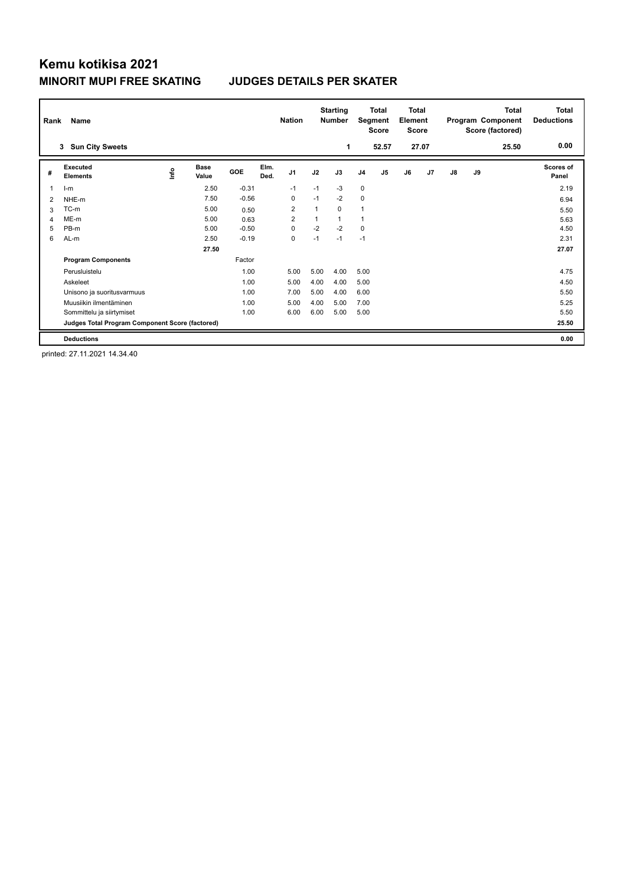# Kemu kotikisa 2021

## MINORIT MUPI FREE SKATING JUDGES DETAILS PER SKATER

| Rank | Name | Nation | Starting Number | Total Segment Score | Total Element Score | Total Program Component Score (factored) | Total Deductions |
|---|---|---|---|---|---|---|---|
| 3 | Sun City Sweets | | 1 | 52.57 | 27.07 | 25.50 | 0.00 |

| # | Executed Elements | Info | Base Value | GOE | Elm. Ded. | J1 | J2 | J3 | J4 | J5 | J6 | J7 | J8 | J9 | Scores of Panel |
|---|---|---|---|---|---|---|---|---|---|---|---|---|---|---|---|
| 1 | I-m | | 2.50 | -0.31 | | -1 | -1 | -3 | 0 | | | | | | 2.19 |
| 2 | NHE-m | | 7.50 | -0.56 | | 0 | -1 | -2 | 0 | | | | | | 6.94 |
| 3 | TC-m | | 5.00 | 0.50 | | 2 | 1 | 0 | 1 | | | | | | 5.50 |
| 4 | ME-m | | 5.00 | 0.63 | | 2 | 1 | 1 | 1 | | | | | | 5.63 |
| 5 | PB-m | | 5.00 | -0.50 | | 0 | -2 | -2 | 0 | | | | | | 4.50 |
| 6 | AL-m | | 2.50 | -0.19 | | 0 | -1 | -1 | -1 | | | | | | 2.31 |
| | | | 27.50 | | | | | | | | | | | | 27.07 |
| | **Program Components** | | | Factor | | | | | | | | | | | |
| | Perusluistelu | | | 1.00 | | 5.00 | 5.00 | 4.00 | 5.00 | | | | | | 4.75 |
| | Askeleet | | | 1.00 | | 5.00 | 4.00 | 4.00 | 5.00 | | | | | | 4.50 |
| | Unisono ja suoritusvarmuus | | | 1.00 | | 7.00 | 5.00 | 4.00 | 6.00 | | | | | | 5.50 |
| | Muusiikin ilmentäminen | | | 1.00 | | 5.00 | 4.00 | 5.00 | 7.00 | | | | | | 5.25 |
| | Sommittelu ja siirtymiset | | | 1.00 | | 6.00 | 6.00 | 5.00 | 5.00 | | | | | | 5.50 |
| | **Judges Total Program Component Score (factored)** | | | | | | | | | | | | | | **25.50** |
| | **Deductions** | | | | | | | | | | | | | | **0.00** |

printed: 27.11.2021 14.34.40